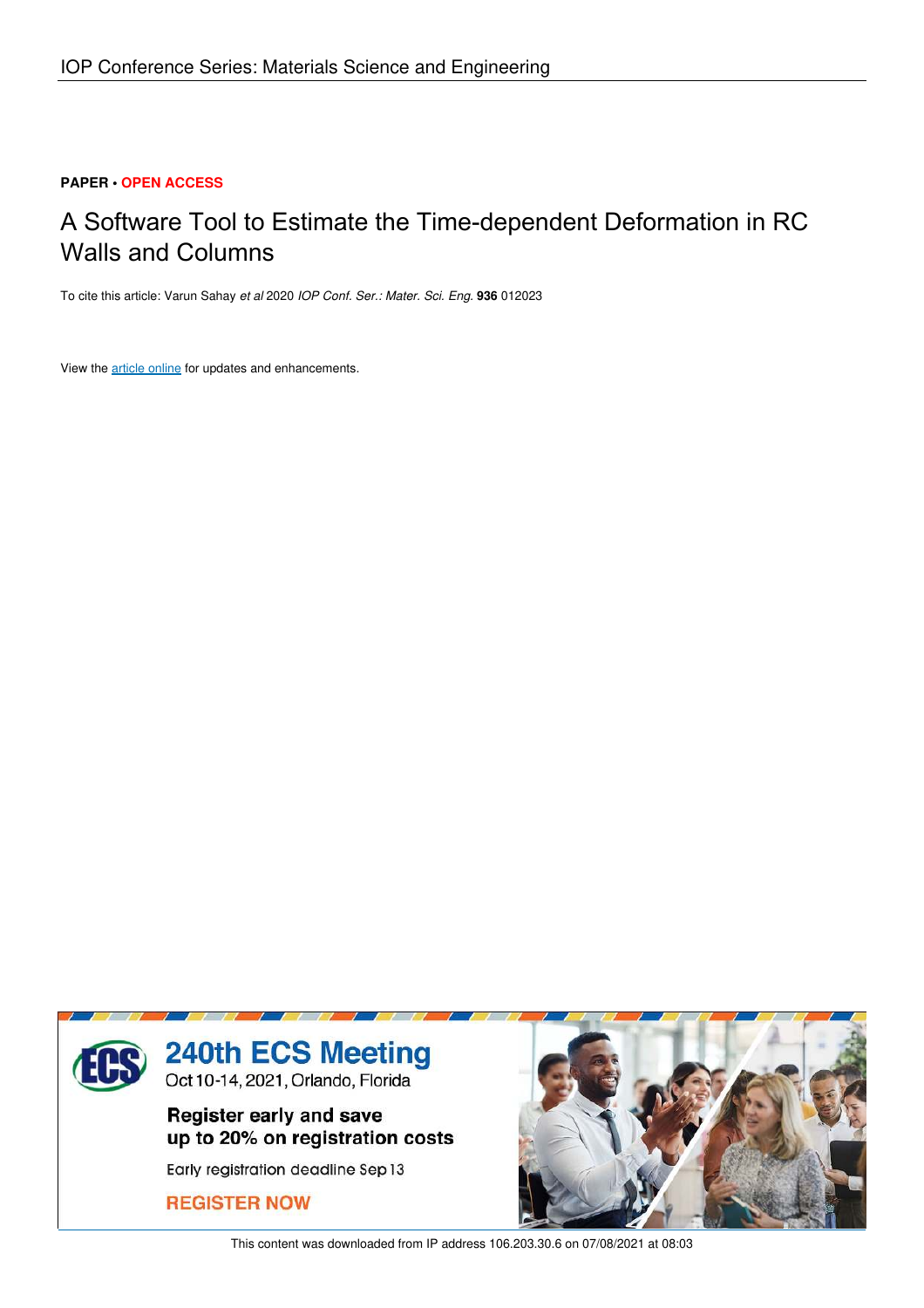IOP Conference Series: Materials Science and Engineering

**PAPER** • **OPEN ACCESS**

# A Software Tool to Estimate the Time-dependent Deformation in RC Walls and Columns

To cite this article: Varun Sahay *et al* 2020 *IOP Conf. Ser.: Mater. Sci. Eng.* **936** 012023

View the article online for updates and enhancements.

**240th ECS Meeting**
Oct 10-14, 2021, Orlando, Florida

**Register early and save up to 20% on registration costs**

Early registration deadline Sep 13

**REGISTER NOW**

This content was downloaded from IP address 106.203.30.6 on 07/08/2021 at 08:03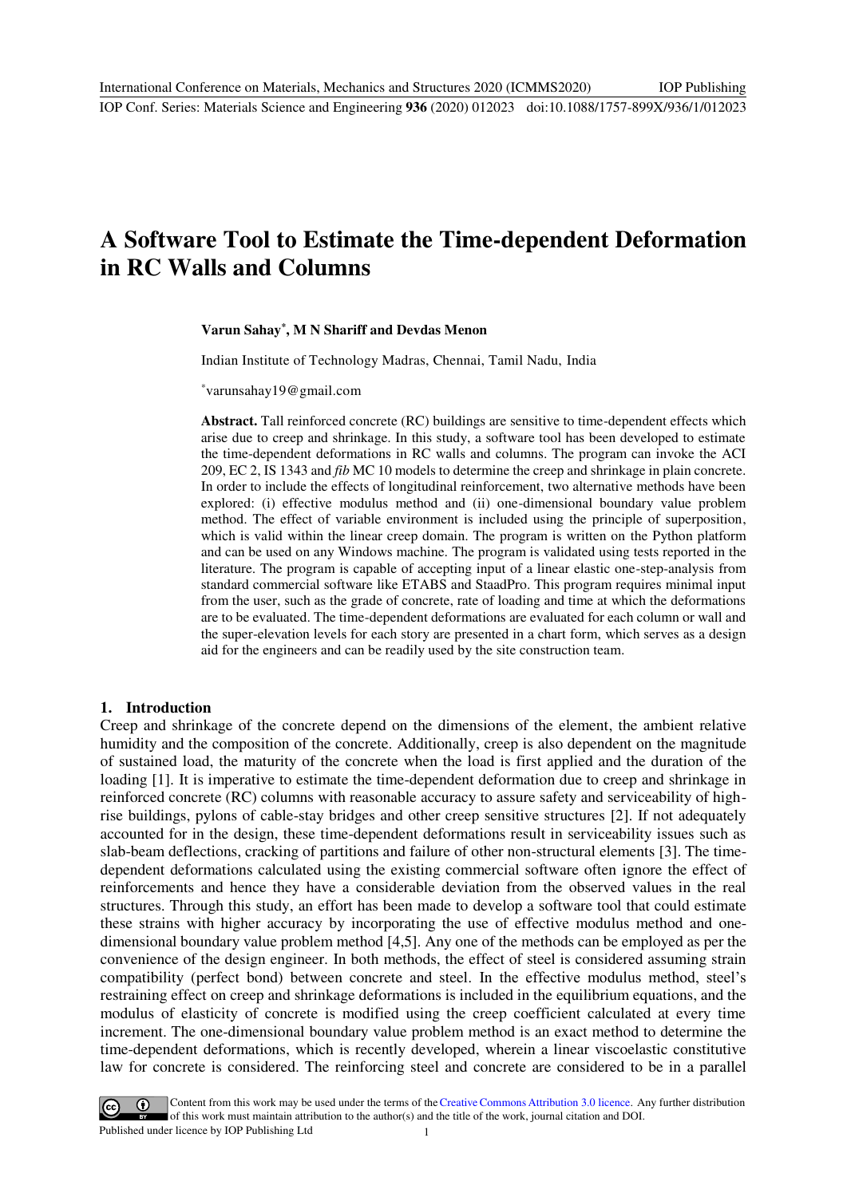# A Software Tool to Estimate the Time-dependent Deformation in RC Walls and Columns

**Varun Sahay[*], M N Shariff and Devdas Menon**

Indian Institute of Technology Madras, Chennai, Tamil Nadu, India

[*]varunsahay19@gmail.com

**Abstract.** Tall reinforced concrete (RC) buildings are sensitive to time-dependent effects which arise due to creep and shrinkage. In this study, a software tool has been developed to estimate the time-dependent deformations in RC walls and columns. The program can invoke the ACI 209, EC 2, IS 1343 and *fib* MC 10 models to determine the creep and shrinkage in plain concrete. In order to include the effects of longitudinal reinforcement, two alternative methods have been explored: (i) effective modulus method and (ii) one-dimensional boundary value problem method. The effect of variable environment is included using the principle of superposition, which is valid within the linear creep domain. The program is written on the Python platform and can be used on any Windows machine. The program is validated using tests reported in the literature. The program is capable of accepting input of a linear elastic one-step-analysis from standard commercial software like ETABS and StaadPro. This program requires minimal input from the user, such as the grade of concrete, rate of loading and time at which the deformations are to be evaluated. The time-dependent deformations are evaluated for each column or wall and the super-elevation levels for each story are presented in a chart form, which serves as a design aid for the engineers and can be readily used by the site construction team.

## 1. Introduction

Creep and shrinkage of the concrete depend on the dimensions of the element, the ambient relative humidity and the composition of the concrete. Additionally, creep is also dependent on the magnitude of sustained load, the maturity of the concrete when the load is first applied and the duration of the loading [1]. It is imperative to estimate the time-dependent deformation due to creep and shrinkage in reinforced concrete (RC) columns with reasonable accuracy to assure safety and serviceability of high-rise buildings, pylons of cable-stay bridges and other creep sensitive structures [2]. If not adequately accounted for in the design, these time-dependent deformations result in serviceability issues such as slab-beam deflections, cracking of partitions and failure of other non-structural elements [3]. The time-dependent deformations calculated using the existing commercial software often ignore the effect of reinforcements and hence they have a considerable deviation from the observed values in the real structures. Through this study, an effort has been made to develop a software tool that could estimate these strains with higher accuracy by incorporating the use of effective modulus method and one-dimensional boundary value problem method [4,5]. Any one of the methods can be employed as per the convenience of the design engineer. In both methods, the effect of steel is considered assuming strain compatibility (perfect bond) between concrete and steel. In the effective modulus method, steel's restraining effect on creep and shrinkage deformations is included in the equilibrium equations, and the modulus of elasticity of concrete is modified using the creep coefficient calculated at every time increment. The one-dimensional boundary value problem method is an exact method to determine the time-dependent deformations, which is recently developed, wherein a linear viscoelastic constitutive law for concrete is considered. The reinforcing steel and concrete are considered to be in a parallel

Content from this work may be used under the terms of the Creative Commons Attribution 3.0 licence. Any further distribution of this work must maintain attribution to the author(s) and the title of the work, journal citation and DOI.
Published under licence by IOP Publishing Ltd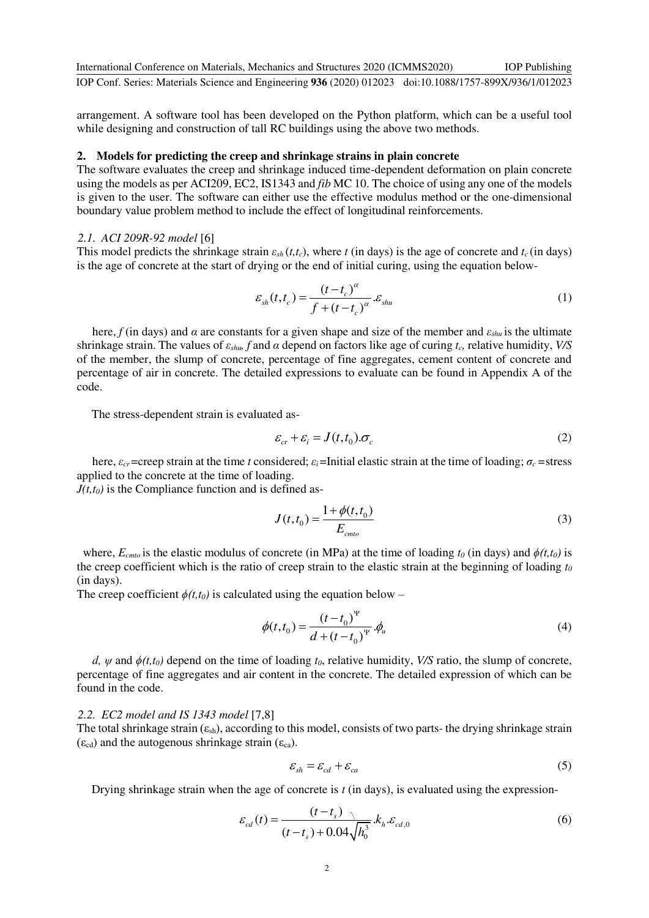arrangement. A software tool has been developed on the Python platform, which can be a useful tool while designing and construction of tall RC buildings using the above two methods.

## 2. Models for predicting the creep and shrinkage strains in plain concrete

The software evaluates the creep and shrinkage induced time-dependent deformation on plain concrete using the models as per ACI209, EC2, IS1343 and *fib* MC 10. The choice of using any one of the models is given to the user. The software can either use the effective modulus method or the one-dimensional boundary value problem method to include the effect of longitudinal reinforcements.

### *2.1. ACI 209R-92 model* [6]

This model predicts the shrinkage strain $\varepsilon_{sh}(t,t_c)$, where $t$ (in days) is the age of concrete and $t_c$ (in days) is the age of concrete at the start of drying or the end of initial curing, using the equation below-

$$\varepsilon_{sh}(t,t_c) = \frac{(t-t_c)^{\alpha}}{f+(t-t_c)^{\alpha}}.\varepsilon_{shu} \tag{1}$$

here, $f$ (in days) and $\alpha$ are constants for a given shape and size of the member and $\varepsilon_{shu}$ is the ultimate shrinkage strain. The values of $\varepsilon_{shu}$, $f$ and $\alpha$ depend on factors like age of curing $t_c$, relative humidity, *V/S* of the member, the slump of concrete, percentage of fine aggregates, cement content of concrete and percentage of air in concrete. The detailed expressions to evaluate can be found in Appendix A of the code.

The stress-dependent strain is evaluated as-

$$\varepsilon_{cr} + \varepsilon_i = J(t,t_0).\sigma_c \tag{2}$$

here, $\varepsilon_{cr}$=creep strain at the time $t$ considered; $\varepsilon_i$=Initial elastic strain at the time of loading; $\sigma_c$ =stress applied to the concrete at the time of loading.
$J(t,t_0)$ is the Compliance function and is defined as-

$$J(t,t_0) = \frac{1+\phi(t,t_0)}{E_{cmto}} \tag{3}$$

where, $E_{cmto}$ is the elastic modulus of concrete (in MPa) at the time of loading $t_0$ (in days) and $\phi(t,t_0)$ is the creep coefficient which is the ratio of creep strain to the elastic strain at the beginning of loading $t_0$ (in days).
The creep coefficient $\phi(t,t_0)$ is calculated using the equation below –

$$\phi(t,t_0) = \frac{(t-t_0)^{\Psi}}{d+(t-t_0)^{\Psi}}.\phi_u \tag{4}$$

*d*, $\psi$ and $\phi(t,t_0)$ depend on the time of loading $t_0$, relative humidity, *V/S* ratio, the slump of concrete, percentage of fine aggregates and air content in the concrete. The detailed expression of which can be found in the code.

### *2.2. EC2 model and IS 1343 model* [7,8]

The total shrinkage strain ($\varepsilon_{sh}$), according to this model, consists of two parts- the drying shrinkage strain ($\varepsilon_{cd}$) and the autogenous shrinkage strain ($\varepsilon_{ca}$).

$$\varepsilon_{sh} = \varepsilon_{cd} + \varepsilon_{ca} \tag{5}$$

Drying shrinkage strain when the age of concrete is $t$ (in days), is evaluated using the expression-

$$\varepsilon_{cd}(t) = \frac{(t-t_s)}{(t-t_s)+0.04\sqrt{h_0^3}}.k_h.\varepsilon_{cd,0} \tag{6}$$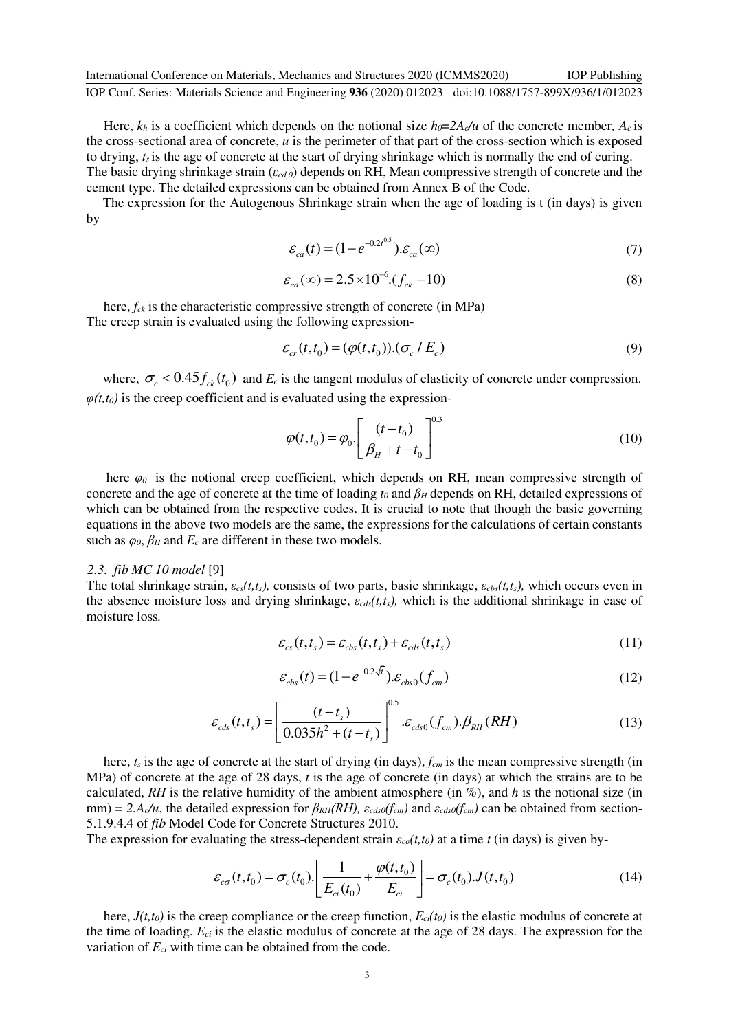Here, $k_h$ is a coefficient which depends on the notional size $h_0=2A_c/u$ of the concrete member, $A_c$ is the cross-sectional area of concrete, $u$ is the perimeter of that part of the cross-section which is exposed to drying, $t_s$ is the age of concrete at the start of drying shrinkage which is normally the end of curing. The basic drying shrinkage strain ($\varepsilon_{cd,0}$) depends on RH, Mean compressive strength of concrete and the cement type. The detailed expressions can be obtained from Annex B of the Code.

The expression for the Autogenous Shrinkage strain when the age of loading is t (in days) is given by

$$\varepsilon_{ca}(t) = (1 - e^{-0.2t^{0.5}}).\varepsilon_{ca}(\infty) \tag{7}$$

$$\varepsilon_{ca}(\infty) = 2.5 \times 10^{-6}.(f_{ck} - 10) \tag{8}$$

here, $f_{ck}$ is the characteristic compressive strength of concrete (in MPa)
The creep strain is evaluated using the following expression-

$$\varepsilon_{cr}(t,t_0) = (\varphi(t,t_0)).(\sigma_c / E_c) \tag{9}$$

where, $\sigma_c < 0.45 f_{ck}(t_0)$ and $E_c$ is the tangent modulus of elasticity of concrete under compression. $\varphi(t,t_0)$ is the creep coefficient and is evaluated using the expression-

$$\varphi(t,t_0) = \varphi_0.\left[\frac{(t-t_0)}{\beta_H + t - t_0}\right]^{0.3} \tag{10}$$

here $\varphi_0$ is the notional creep coefficient, which depends on RH, mean compressive strength of concrete and the age of concrete at the time of loading $t_0$ and $\beta_H$ depends on RH, detailed expressions of which can be obtained from the respective codes. It is crucial to note that though the basic governing equations in the above two models are the same, the expressions for the calculations of certain constants such as $\varphi_0$, $\beta_H$ and $E_c$ are different in these two models.

### 2.3. *fib MC 10 model* [9]

The total shrinkage strain, $\varepsilon_{cs}(t,t_s)$, consists of two parts, basic shrinkage, $\varepsilon_{cbs}(t,t_s)$, which occurs even in the absence moisture loss and drying shrinkage, $\varepsilon_{cds}(t,t_s)$, which is the additional shrinkage in case of moisture loss.

$$\varepsilon_{cs}(t,t_s) = \varepsilon_{cbs}(t,t_s) + \varepsilon_{cds}(t,t_s) \tag{11}$$

$$\varepsilon_{cbs}(t) = (1 - e^{-0.2\sqrt{t}}).\varepsilon_{cbs0}(f_{cm}) \tag{12}$$

$$\varepsilon_{cds}(t,t_s) = \left[\frac{(t-t_s)}{0.035h^2 + (t-t_s)}\right]^{0.5}.\varepsilon_{cds0}(f_{cm}).\beta_{RH}(RH) \tag{13}$$

here, $t_s$ is the age of concrete at the start of drying (in days), $f_{cm}$ is the mean compressive strength (in MPa) of concrete at the age of 28 days, $t$ is the age of concrete (in days) at which the strains are to be calculated, $RH$ is the relative humidity of the ambient atmosphere (in %), and $h$ is the notional size (in mm) = $2.A_c/u$, the detailed expression for $\beta_{RH}(RH)$, $\varepsilon_{cds0}(f_{cm})$ and $\varepsilon_{cds0}(f_{cm})$ can be obtained from section-5.1.9.4.4 of *fib* Model Code for Concrete Structures 2010.

The expression for evaluating the stress-dependent strain $\varepsilon_{c\sigma}(t,t_0)$ at a time $t$ (in days) is given by-

$$\varepsilon_{c\sigma}(t,t_0) = \sigma_c(t_0).\left[\frac{1}{E_{ci}(t_0)} + \frac{\varphi(t,t_0)}{E_{ci}}\right] = \sigma_c(t_0).J(t,t_0) \tag{14}$$

here, $J(t,t_0)$ is the creep compliance or the creep function, $E_{ci}(t_0)$ is the elastic modulus of concrete at the time of loading. $E_{ci}$ is the elastic modulus of concrete at the age of 28 days. The expression for the variation of $E_{ci}$ with time can be obtained from the code.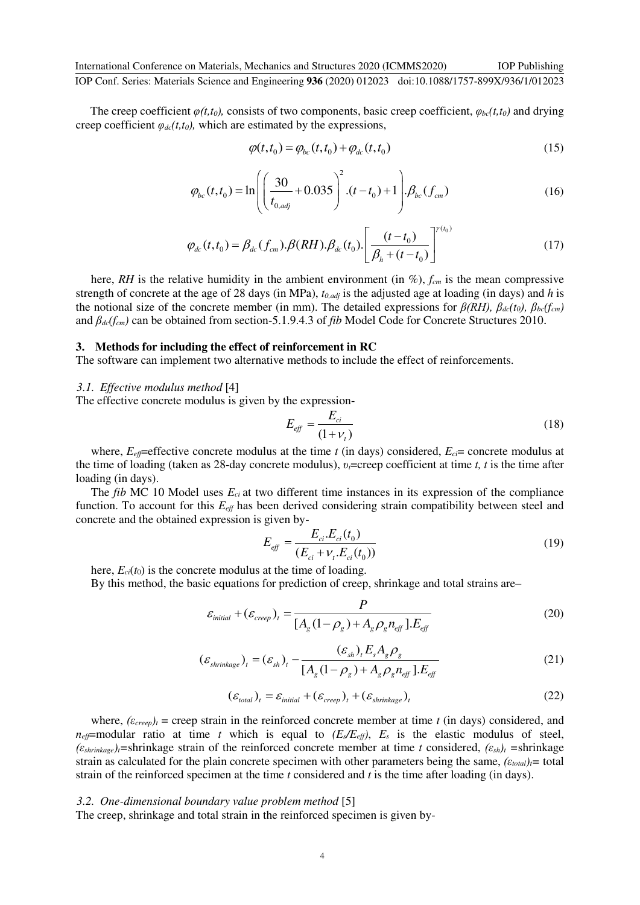The creep coefficient $\varphi(t,t_0)$, consists of two components, basic creep coefficient, $\varphi_{bc}(t,t_0)$ and drying creep coefficient $\varphi_{dc}(t,t_0)$, which are estimated by the expressions,

$$\varphi(t,t_0) = \varphi_{bc}(t,t_0) + \varphi_{dc}(t,t_0) \tag{15}$$

$$\varphi_{bc}(t,t_0) = \ln\left(\left(\frac{30}{t_{0,adj}} + 0.035\right)^2 .(t-t_0) + 1\right).\beta_{bc}(f_{cm}) \tag{16}$$

$$\varphi_{dc}(t,t_0) = \beta_{dc}(f_{cm}).\beta(RH).\beta_{dc}(t_0).\left[\frac{(t-t_0)}{\beta_h + (t-t_0)}\right]^{\gamma(t_0)} \tag{17}$$

here, $RH$ is the relative humidity in the ambient environment (in %), $f_{cm}$ is the mean compressive strength of concrete at the age of 28 days (in MPa), $t_{0,adj}$ is the adjusted age at loading (in days) and $h$ is the notional size of the concrete member (in mm). The detailed expressions for $\beta(RH)$, $\beta_{dc}(t_0)$, $\beta_{bc}(f_{cm})$ and $\beta_{dc}(f_{cm})$ can be obtained from section-5.1.9.4.3 of *fib* Model Code for Concrete Structures 2010.

## 3. Methods for including the effect of reinforcement in RC

The software can implement two alternative methods to include the effect of reinforcements.

### *3.1. Effective modulus method* [4]

The effective concrete modulus is given by the expression-

$$E_{eff} = \frac{E_{ci}}{(1+\nu_t)} \tag{18}$$

where, $E_{eff}$=effective concrete modulus at the time $t$ (in days) considered, $E_{ci}$= concrete modulus at the time of loading (taken as 28-day concrete modulus), $\upsilon_t$=creep coefficient at time $t$, $t$ is the time after loading (in days).

The *fib* MC 10 Model uses $E_{ci}$ at two different time instances in its expression of the compliance function. To account for this $E_{eff}$ has been derived considering strain compatibility between steel and concrete and the obtained expression is given by-

$$E_{eff} = \frac{E_{ci}.E_{ci}(t_0)}{(E_{ci} + \nu_t.E_{ci}(t_0))} \tag{19}$$

here, $E_{ci}(t_0)$ is the concrete modulus at the time of loading.

By this method, the basic equations for prediction of creep, shrinkage and total strains are–

$$\varepsilon_{initial} + (\varepsilon_{creep})_t = \frac{P}{[A_g(1-\rho_g) + A_g \rho_g n_{eff}].E_{eff}} \tag{20}$$

$$(\varepsilon_{shrinkage})_t = (\varepsilon_{sh})_t - \frac{(\varepsilon_{sh})_t E_s A_g \rho_g}{[A_g(1-\rho_g) + A_g \rho_g n_{eff}].E_{eff}} \tag{21}$$

$$(\varepsilon_{total})_t = \varepsilon_{initial} + (\varepsilon_{creep})_t + (\varepsilon_{shrinkage})_t \tag{22}$$

where, $(\varepsilon_{creep})_t$ = creep strain in the reinforced concrete member at time $t$ (in days) considered, and $n_{eff}$=modular ratio at time $t$ which is equal to $(E_s/E_{eff})$, $E_s$ is the elastic modulus of steel, $(\varepsilon_{shrinkage})_t$=shrinkage strain of the reinforced concrete member at time $t$ considered, $(\varepsilon_{sh})_t$ =shrinkage strain as calculated for the plain concrete specimen with other parameters being the same, $(\varepsilon_{total})_t$= total strain of the reinforced specimen at the time $t$ considered and $t$ is the time after loading (in days).

### *3.2. One-dimensional boundary value problem method* [5]

The creep, shrinkage and total strain in the reinforced specimen is given by-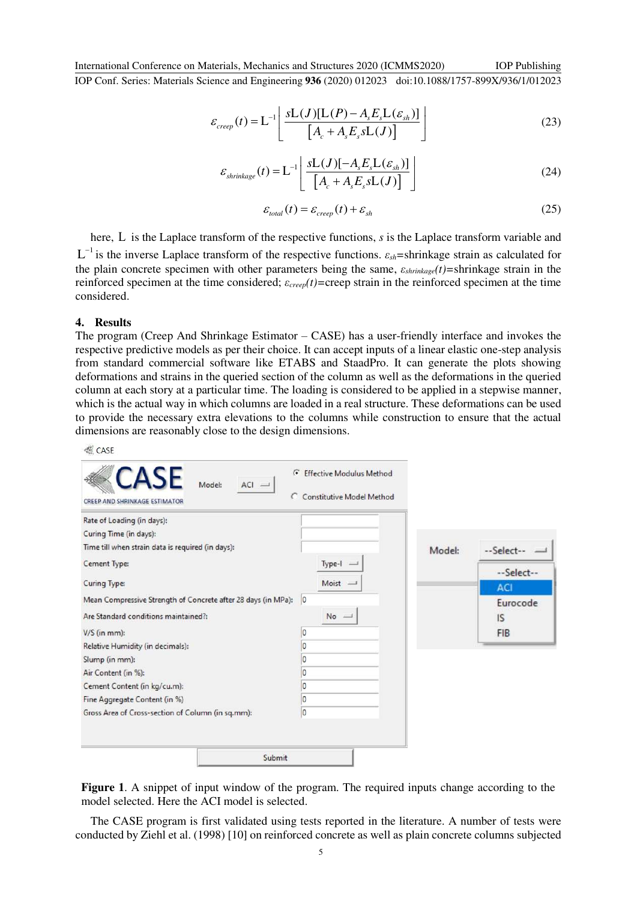$$\varepsilon_{creep}(t) = \mathrm{L}^{-1}\left[\frac{s\mathrm{L}(J)[\mathrm{L}(P) - A_s E_s \mathrm{L}(\varepsilon_{sh})]}{[A_c + A_s E_s s\mathrm{L}(J)]}\right] \tag{23}$$

$$\varepsilon_{shrinkage}(t) = \mathrm{L}^{-1}\left[\frac{s\mathrm{L}(J)[-A_s E_s \mathrm{L}(\varepsilon_{sh})]}{[A_c + A_s E_s s\mathrm{L}(J)]}\right] \tag{24}$$

$$\varepsilon_{total}(t) = \varepsilon_{creep}(t) + \varepsilon_{sh} \tag{25}$$

here, $\mathrm{L}$ is the Laplace transform of the respective functions, $s$ is the Laplace transform variable and $\mathrm{L}^{-1}$ is the inverse Laplace transform of the respective functions. $\varepsilon_{sh}$=shrinkage strain as calculated for the plain concrete specimen with other parameters being the same, $\varepsilon_{shrinkage}(t)$=shrinkage strain in the reinforced specimen at the time considered; $\varepsilon_{creep}(t)$=creep strain in the reinforced specimen at the time considered.

## 4. Results

The program (Creep And Shrinkage Estimator – CASE) has a user-friendly interface and invokes the respective predictive models as per their choice. It can accept inputs of a linear elastic one-step analysis from standard commercial software like ETABS and StaadPro. It can generate the plots showing deformations and strains in the queried section of the column as well as the deformations in the queried column at each story at a particular time. The loading is considered to be applied in a stepwise manner, which is the actual way in which columns are loaded in a real structure. These deformations can be used to provide the necessary extra elevations to the columns while construction to ensure that the actual dimensions are reasonably close to the design dimensions.

**Figure 1**. A snippet of input window of the program. The required inputs change according to the model selected. Here the ACI model is selected.

The CASE program is first validated using tests reported in the literature. A number of tests were conducted by Ziehl et al. (1998) [10] on reinforced concrete as well as plain concrete columns subjected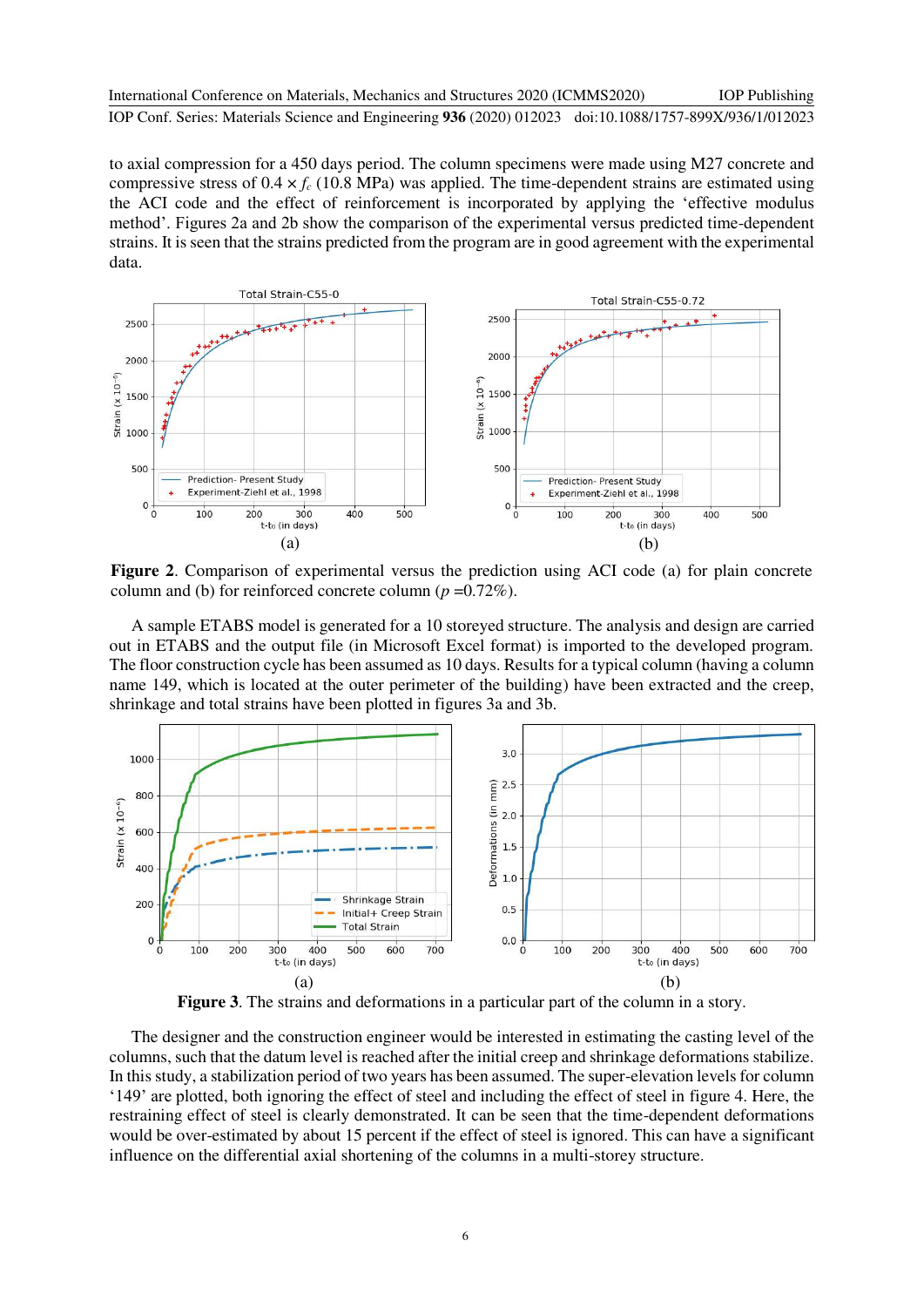to axial compression for a 450 days period. The column specimens were made using M27 concrete and compressive stress of $0.4 \times f_c$ (10.8 MPa) was applied. The time-dependent strains are estimated using the ACI code and the effect of reinforcement is incorporated by applying the 'effective modulus method'. Figures 2a and 2b show the comparison of the experimental versus predicted time-dependent strains. It is seen that the strains predicted from the program are in good agreement with the experimental data.

**Figure 2**. Comparison of experimental versus the prediction using ACI code (a) for plain concrete column and (b) for reinforced concrete column ($p$ =0.72%).

A sample ETABS model is generated for a 10 storeyed structure. The analysis and design are carried out in ETABS and the output file (in Microsoft Excel format) is imported to the developed program. The floor construction cycle has been assumed as 10 days. Results for a typical column (having a column name 149, which is located at the outer perimeter of the building) have been extracted and the creep, shrinkage and total strains have been plotted in figures 3a and 3b.

**Figure 3**. The strains and deformations in a particular part of the column in a story.

The designer and the construction engineer would be interested in estimating the casting level of the columns, such that the datum level is reached after the initial creep and shrinkage deformations stabilize. In this study, a stabilization period of two years has been assumed. The super-elevation levels for column '149' are plotted, both ignoring the effect of steel and including the effect of steel in figure 4. Here, the restraining effect of steel is clearly demonstrated. It can be seen that the time-dependent deformations would be over-estimated by about 15 percent if the effect of steel is ignored. This can have a significant influence on the differential axial shortening of the columns in a multi-storey structure.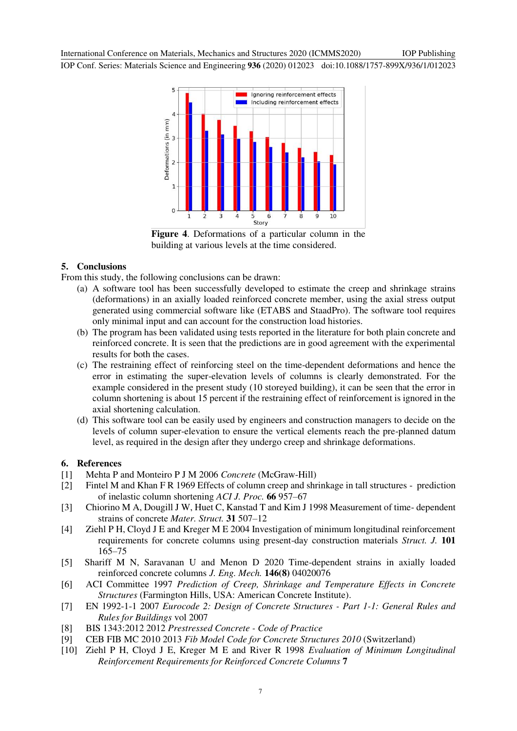5

4

3

2

1

0

Deformations (in mm)

1 2 3 4 5 6 7 8 9 10

Story

Ignoring reinforcement effects

Including reinforcement effects

**Figure 4**. Deformations of a particular column in the building at various levels at the time considered.

## 5. Conclusions

From this study, the following conclusions can be drawn:

(a) A software tool has been successfully developed to estimate the creep and shrinkage strains (deformations) in an axially loaded reinforced concrete member, using the axial stress output generated using commercial software like (ETABS and StaadPro). The software tool requires only minimal input and can account for the construction load histories.

(b) The program has been validated using tests reported in the literature for both plain concrete and reinforced concrete. It is seen that the predictions are in good agreement with the experimental results for both the cases.

(c) The restraining effect of reinforcing steel on the time-dependent deformations and hence the error in estimating the super-elevation levels of columns is clearly demonstrated. For the example considered in the present study (10 storeyed building), it can be seen that the error in column shortening is about 15 percent if the restraining effect of reinforcement is ignored in the axial shortening calculation.

(d) This software tool can be easily used by engineers and construction managers to decide on the levels of column super-elevation to ensure the vertical elements reach the pre-planned datum level, as required in the design after they undergo creep and shrinkage deformations.

## 6. References

[1] Mehta P and Monteiro P J M 2006 *Concrete* (McGraw-Hill)

[2] Fintel M and Khan F R 1969 Effects of column creep and shrinkage in tall structures - prediction of inelastic column shortening *ACI J. Proc.* **66** 957–67

[3] Chiorino M A, Dougill J W, Huet C, Kanstad T and Kim J 1998 Measurement of time- dependent strains of concrete *Mater. Struct.* **31** 507–12

[4] Ziehl P H, Cloyd J E and Kreger M E 2004 Investigation of minimum longitudinal reinforcement requirements for concrete columns using present-day construction materials *Struct. J.* **101** 165–75

[5] Shariff M N, Saravanan U and Menon D 2020 Time-dependent strains in axially loaded reinforced concrete columns *J. Eng. Mech.* **146(8)** 04020076

[6] ACI Committee 1997 *Prediction of Creep, Shrinkage and Temperature Effects in Concrete Structures* (Farmington Hills, USA: American Concrete Institute).

[7] EN 1992-1-1 2007 *Eurocode 2: Design of Concrete Structures - Part 1-1: General Rules and Rules for Buildings* vol 2007

[8] BIS 1343:2012 2012 *Prestressed Concrete - Code of Practice*

[9] CEB FIB MC 2010 2013 *Fib Model Code for Concrete Structures 2010* (Switzerland)

[10] Ziehl P H, Cloyd J E, Kreger M E and River R 1998 *Evaluation of Minimum Longitudinal Reinforcement Requirements for Reinforced Concrete Columns* **7**